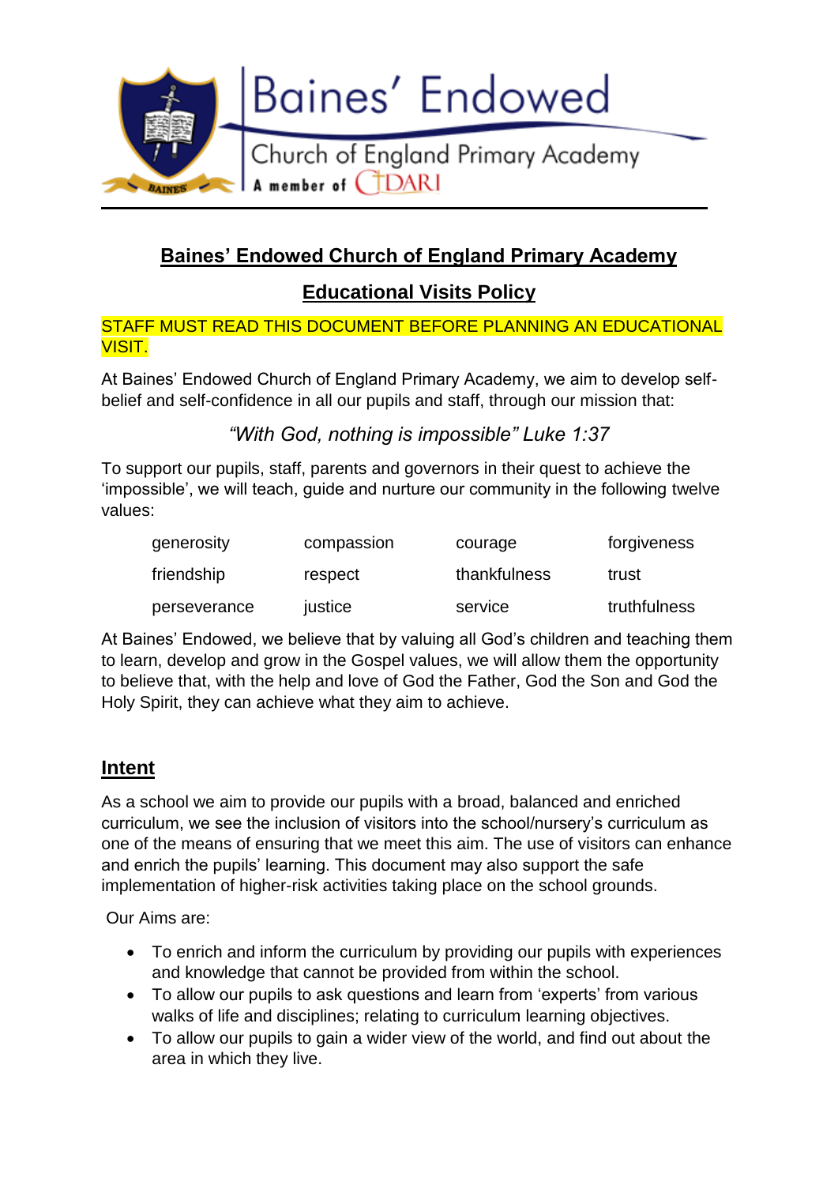Baines' Endowed

Church of England Primary Academy

A member of CDARI

# Baines' Endowed Church of England Primary Academy

## Educational Visits Policy

STAFF MUST READ THIS DOCUMENT BEFORE PLANNING AN EDUCATIONAL VISIT.

At Baines' Endowed Church of England Primary Academy, we aim to develop self-belief and self-confidence in all our pupils and staff, through our mission that:

*"With God, nothing is impossible" Luke 1:37*

To support our pupils, staff, parents and governors in their quest to achieve the 'impossible', we will teach, guide and nurture our community in the following twelve values:

| | | | |
|---|---|---|---|
| generosity | compassion | courage | forgiveness |
| friendship | respect | thankfulness | trust |
| perseverance | justice | service | truthfulness |

At Baines' Endowed, we believe that by valuing all God's children and teaching them to learn, develop and grow in the Gospel values, we will allow them the opportunity to believe that, with the help and love of God the Father, God the Son and God the Holy Spirit, they can achieve what they aim to achieve.

## Intent

As a school we aim to provide our pupils with a broad, balanced and enriched curriculum, we see the inclusion of visitors into the school/nursery's curriculum as one of the means of ensuring that we meet this aim. The use of visitors can enhance and enrich the pupils' learning. This document may also support the safe implementation of higher-risk activities taking place on the school grounds.

Our Aims are:

- To enrich and inform the curriculum by providing our pupils with experiences and knowledge that cannot be provided from within the school.
- To allow our pupils to ask questions and learn from 'experts' from various walks of life and disciplines; relating to curriculum learning objectives.
- To allow our pupils to gain a wider view of the world, and find out about the area in which they live.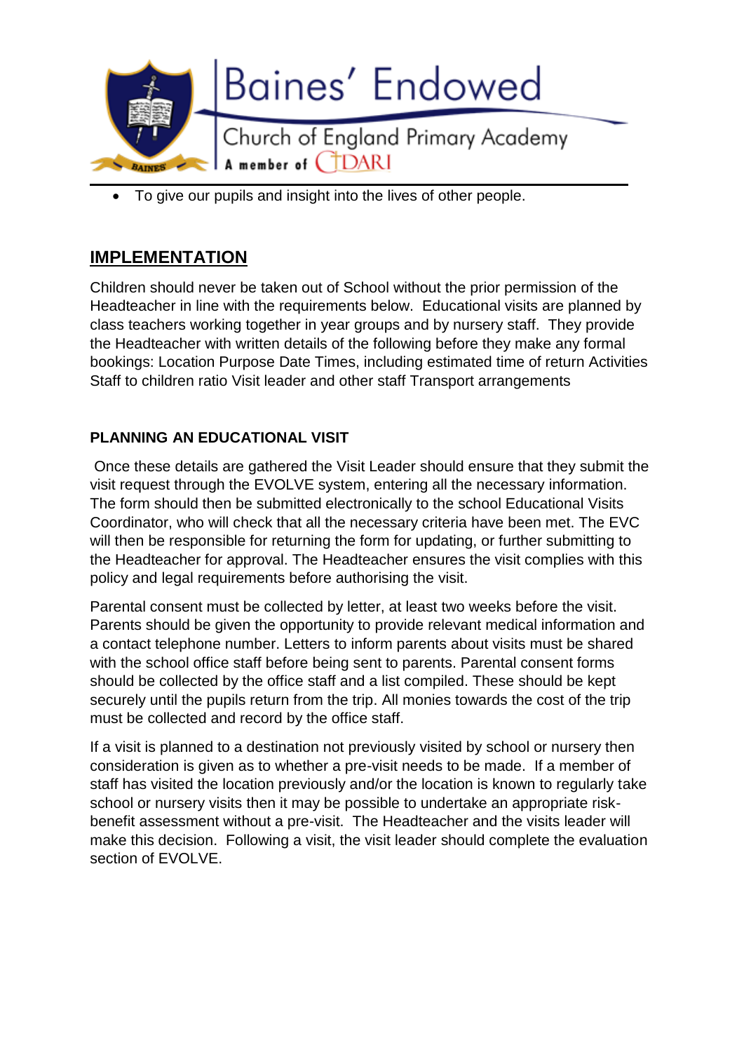- To give our pupils and insight into the lives of other people.

## IMPLEMENTATION

Children should never be taken out of School without the prior permission of the Headteacher in line with the requirements below. Educational visits are planned by class teachers working together in year groups and by nursery staff. They provide the Headteacher with written details of the following before they make any formal bookings: Location Purpose Date Times, including estimated time of return Activities Staff to children ratio Visit leader and other staff Transport arrangements

### PLANNING AN EDUCATIONAL VISIT

Once these details are gathered the Visit Leader should ensure that they submit the visit request through the EVOLVE system, entering all the necessary information. The form should then be submitted electronically to the school Educational Visits Coordinator, who will check that all the necessary criteria have been met. The EVC will then be responsible for returning the form for updating, or further submitting to the Headteacher for approval. The Headteacher ensures the visit complies with this policy and legal requirements before authorising the visit.

Parental consent must be collected by letter, at least two weeks before the visit. Parents should be given the opportunity to provide relevant medical information and a contact telephone number. Letters to inform parents about visits must be shared with the school office staff before being sent to parents. Parental consent forms should be collected by the office staff and a list compiled. These should be kept securely until the pupils return from the trip. All monies towards the cost of the trip must be collected and record by the office staff.

If a visit is planned to a destination not previously visited by school or nursery then consideration is given as to whether a pre-visit needs to be made. If a member of staff has visited the location previously and/or the location is known to regularly take school or nursery visits then it may be possible to undertake an appropriate risk-benefit assessment without a pre-visit. The Headteacher and the visits leader will make this decision. Following a visit, the visit leader should complete the evaluation section of EVOLVE.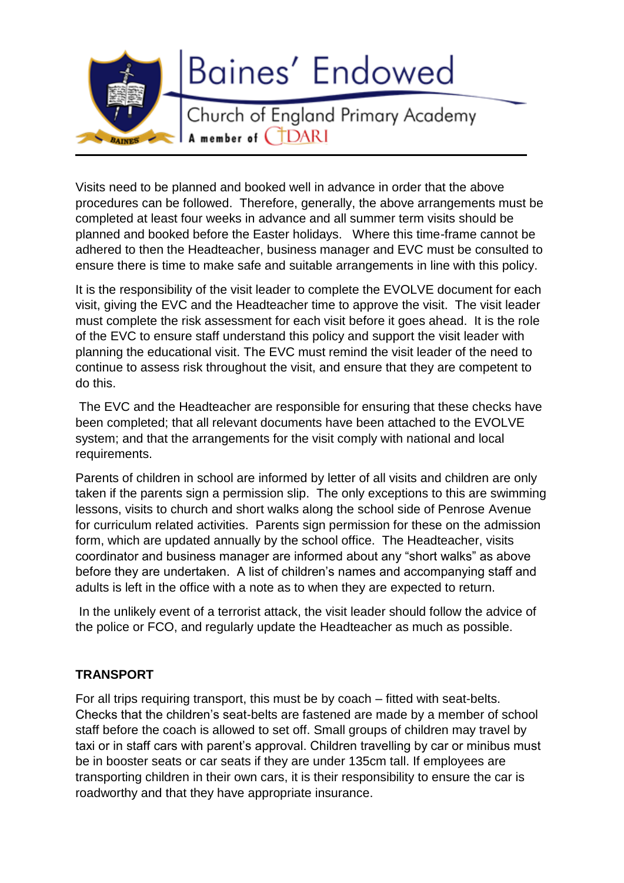Visits need to be planned and booked well in advance in order that the above procedures can be followed. Therefore, generally, the above arrangements must be completed at least four weeks in advance and all summer term visits should be planned and booked before the Easter holidays. Where this time-frame cannot be adhered to then the Headteacher, business manager and EVC must be consulted to ensure there is time to make safe and suitable arrangements in line with this policy.

It is the responsibility of the visit leader to complete the EVOLVE document for each visit, giving the EVC and the Headteacher time to approve the visit. The visit leader must complete the risk assessment for each visit before it goes ahead. It is the role of the EVC to ensure staff understand this policy and support the visit leader with planning the educational visit. The EVC must remind the visit leader of the need to continue to assess risk throughout the visit, and ensure that they are competent to do this.

The EVC and the Headteacher are responsible for ensuring that these checks have been completed; that all relevant documents have been attached to the EVOLVE system; and that the arrangements for the visit comply with national and local requirements.

Parents of children in school are informed by letter of all visits and children are only taken if the parents sign a permission slip. The only exceptions to this are swimming lessons, visits to church and short walks along the school side of Penrose Avenue for curriculum related activities. Parents sign permission for these on the admission form, which are updated annually by the school office. The Headteacher, visits coordinator and business manager are informed about any "short walks" as above before they are undertaken. A list of children's names and accompanying staff and adults is left in the office with a note as to when they are expected to return.

In the unlikely event of a terrorist attack, the visit leader should follow the advice of the police or FCO, and regularly update the Headteacher as much as possible.

**TRANSPORT**

For all trips requiring transport, this must be by coach – fitted with seat-belts. Checks that the children's seat-belts are fastened are made by a member of school staff before the coach is allowed to set off. Small groups of children may travel by taxi or in staff cars with parent's approval. Children travelling by car or minibus must be in booster seats or car seats if they are under 135cm tall. If employees are transporting children in their own cars, it is their responsibility to ensure the car is roadworthy and that they have appropriate insurance.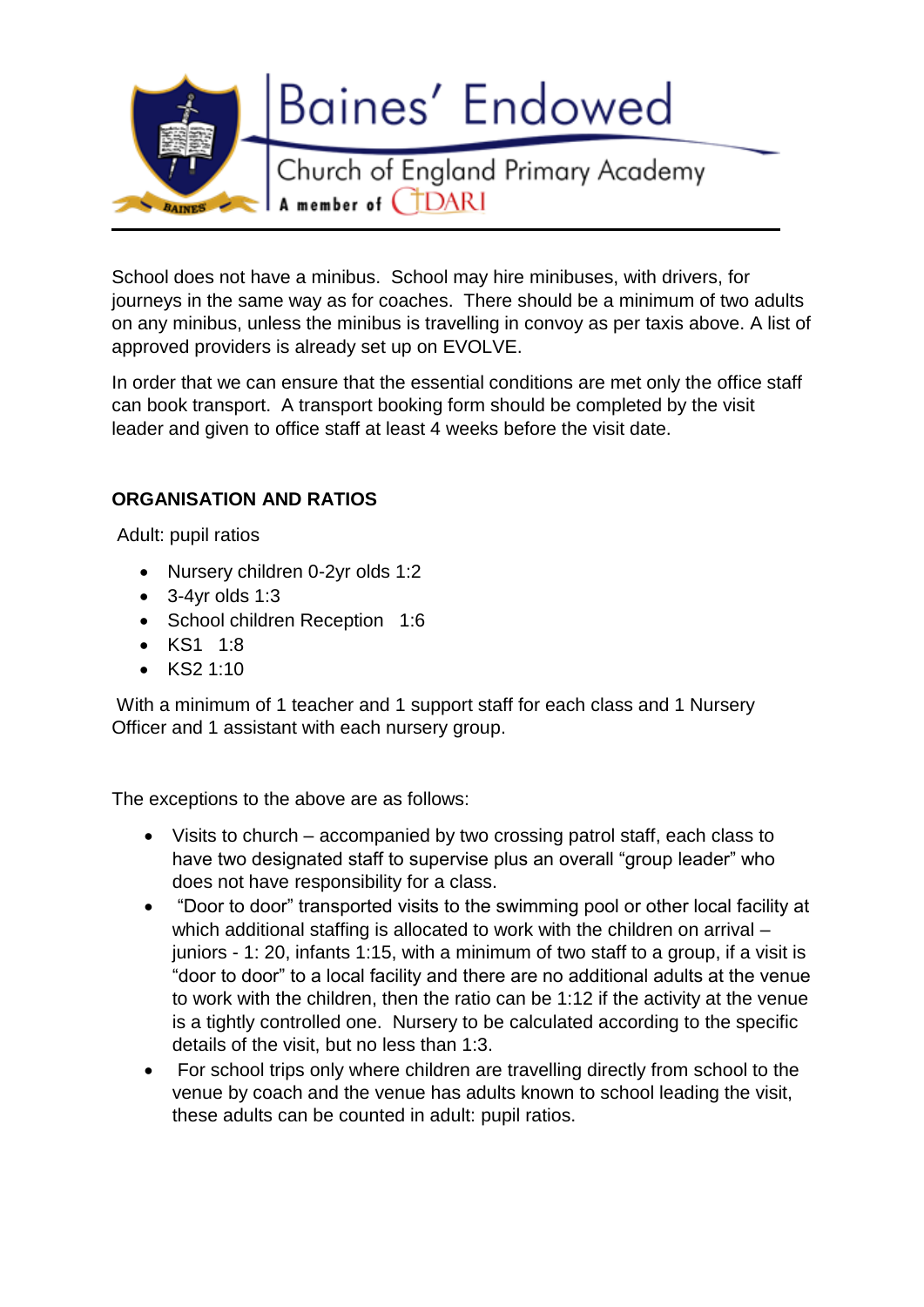School does not have a minibus. School may hire minibuses, with drivers, for journeys in the same way as for coaches. There should be a minimum of two adults on any minibus, unless the minibus is travelling in convoy as per taxis above. A list of approved providers is already set up on EVOLVE.

In order that we can ensure that the essential conditions are met only the office staff can book transport. A transport booking form should be completed by the visit leader and given to office staff at least 4 weeks before the visit date.

**ORGANISATION AND RATIOS**

Adult: pupil ratios

- Nursery children 0-2yr olds 1:2
- 3-4yr olds 1:3
- School children Reception 1:6
- KS1 1:8
- KS2 1:10

With a minimum of 1 teacher and 1 support staff for each class and 1 Nursery Officer and 1 assistant with each nursery group.

The exceptions to the above are as follows:

- Visits to church – accompanied by two crossing patrol staff, each class to have two designated staff to supervise plus an overall "group leader" who does not have responsibility for a class.
- "Door to door" transported visits to the swimming pool or other local facility at which additional staffing is allocated to work with the children on arrival – juniors - 1: 20, infants 1:15, with a minimum of two staff to a group, if a visit is "door to door" to a local facility and there are no additional adults at the venue to work with the children, then the ratio can be 1:12 if the activity at the venue is a tightly controlled one. Nursery to be calculated according to the specific details of the visit, but no less than 1:3.
- For school trips only where children are travelling directly from school to the venue by coach and the venue has adults known to school leading the visit, these adults can be counted in adult: pupil ratios.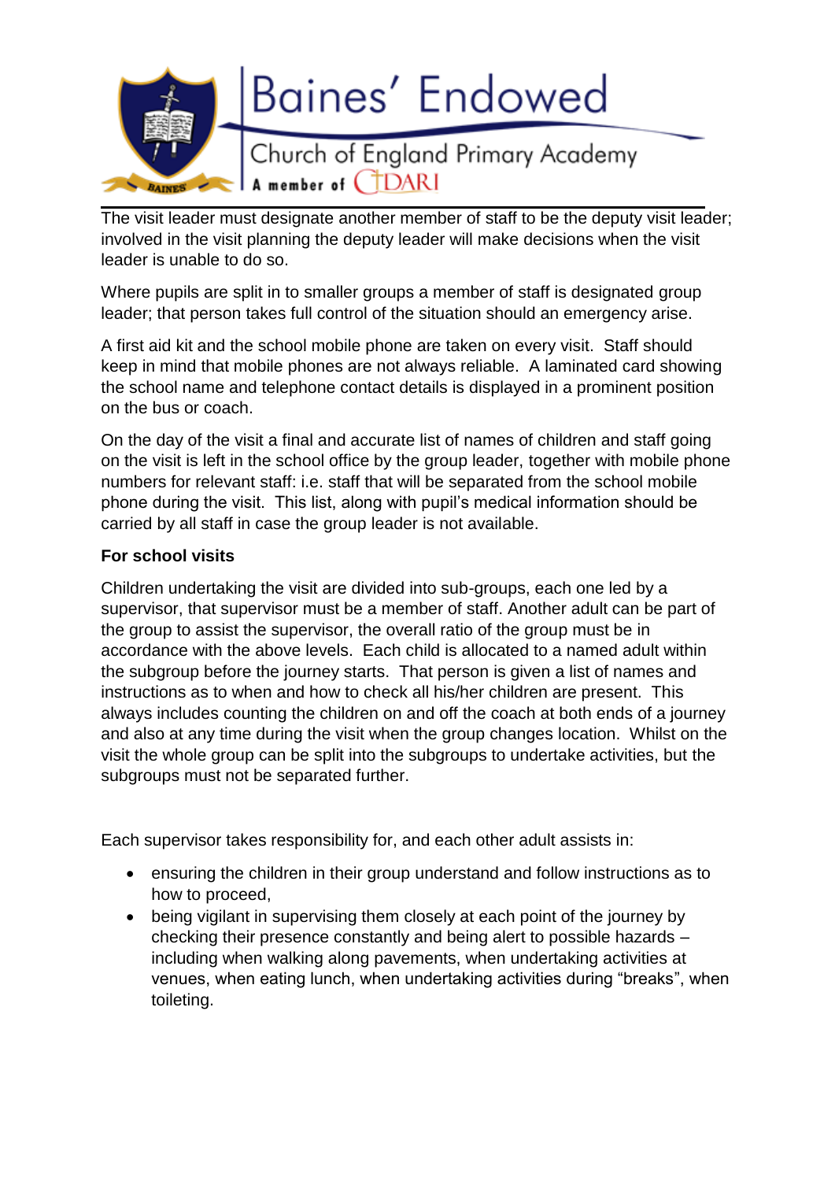The visit leader must designate another member of staff to be the deputy visit leader; involved in the visit planning the deputy leader will make decisions when the visit leader is unable to do so.

Where pupils are split in to smaller groups a member of staff is designated group leader; that person takes full control of the situation should an emergency arise.

A first aid kit and the school mobile phone are taken on every visit. Staff should keep in mind that mobile phones are not always reliable. A laminated card showing the school name and telephone contact details is displayed in a prominent position on the bus or coach.

On the day of the visit a final and accurate list of names of children and staff going on the visit is left in the school office by the group leader, together with mobile phone numbers for relevant staff: i.e. staff that will be separated from the school mobile phone during the visit. This list, along with pupil's medical information should be carried by all staff in case the group leader is not available.

**For school visits**

Children undertaking the visit are divided into sub-groups, each one led by a supervisor, that supervisor must be a member of staff. Another adult can be part of the group to assist the supervisor, the overall ratio of the group must be in accordance with the above levels. Each child is allocated to a named adult within the subgroup before the journey starts. That person is given a list of names and instructions as to when and how to check all his/her children are present. This always includes counting the children on and off the coach at both ends of a journey and also at any time during the visit when the group changes location. Whilst on the visit the whole group can be split into the subgroups to undertake activities, but the subgroups must not be separated further.

Each supervisor takes responsibility for, and each other adult assists in:

- ensuring the children in their group understand and follow instructions as to how to proceed,
- being vigilant in supervising them closely at each point of the journey by checking their presence constantly and being alert to possible hazards – including when walking along pavements, when undertaking activities at venues, when eating lunch, when undertaking activities during "breaks", when toileting.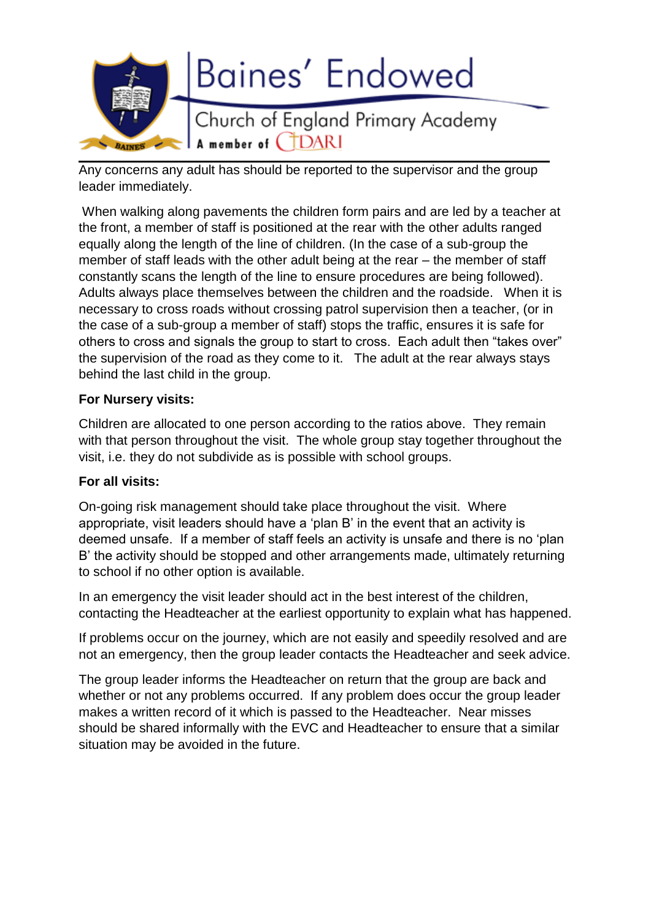Any concerns any adult has should be reported to the supervisor and the group leader immediately.

When walking along pavements the children form pairs and are led by a teacher at the front, a member of staff is positioned at the rear with the other adults ranged equally along the length of the line of children. (In the case of a sub-group the member of staff leads with the other adult being at the rear – the member of staff constantly scans the length of the line to ensure procedures are being followed). Adults always place themselves between the children and the roadside. When it is necessary to cross roads without crossing patrol supervision then a teacher, (or in the case of a sub-group a member of staff) stops the traffic, ensures it is safe for others to cross and signals the group to start to cross. Each adult then "takes over" the supervision of the road as they come to it. The adult at the rear always stays behind the last child in the group.

**For Nursery visits:**

Children are allocated to one person according to the ratios above. They remain with that person throughout the visit. The whole group stay together throughout the visit, i.e. they do not subdivide as is possible with school groups.

**For all visits:**

On-going risk management should take place throughout the visit. Where appropriate, visit leaders should have a 'plan B' in the event that an activity is deemed unsafe. If a member of staff feels an activity is unsafe and there is no 'plan B' the activity should be stopped and other arrangements made, ultimately returning to school if no other option is available.

In an emergency the visit leader should act in the best interest of the children, contacting the Headteacher at the earliest opportunity to explain what has happened.

If problems occur on the journey, which are not easily and speedily resolved and are not an emergency, then the group leader contacts the Headteacher and seek advice.

The group leader informs the Headteacher on return that the group are back and whether or not any problems occurred. If any problem does occur the group leader makes a written record of it which is passed to the Headteacher. Near misses should be shared informally with the EVC and Headteacher to ensure that a similar situation may be avoided in the future.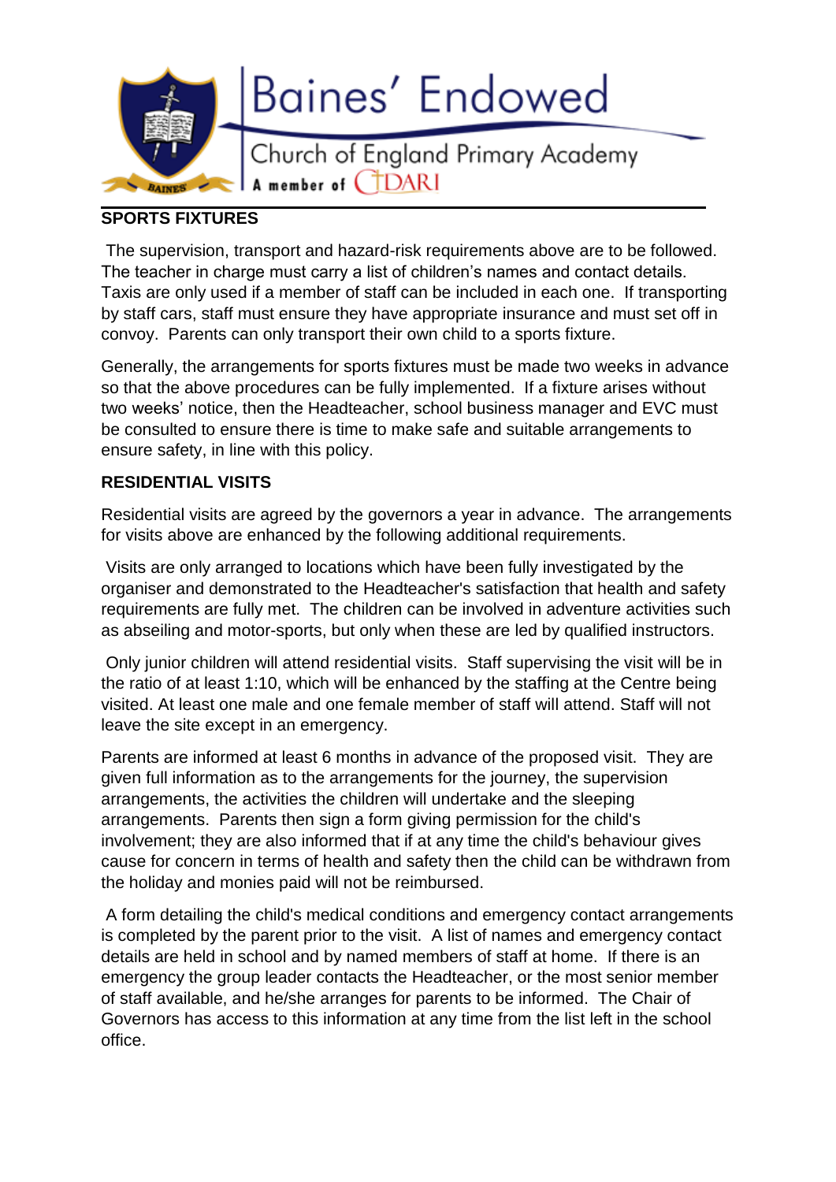## SPORTS FIXTURES

The supervision, transport and hazard-risk requirements above are to be followed. The teacher in charge must carry a list of children's names and contact details. Taxis are only used if a member of staff can be included in each one. If transporting by staff cars, staff must ensure they have appropriate insurance and must set off in convoy. Parents can only transport their own child to a sports fixture.

Generally, the arrangements for sports fixtures must be made two weeks in advance so that the above procedures can be fully implemented. If a fixture arises without two weeks' notice, then the Headteacher, school business manager and EVC must be consulted to ensure there is time to make safe and suitable arrangements to ensure safety, in line with this policy.

## RESIDENTIAL VISITS

Residential visits are agreed by the governors a year in advance. The arrangements for visits above are enhanced by the following additional requirements.

Visits are only arranged to locations which have been fully investigated by the organiser and demonstrated to the Headteacher's satisfaction that health and safety requirements are fully met. The children can be involved in adventure activities such as abseiling and motor-sports, but only when these are led by qualified instructors.

Only junior children will attend residential visits. Staff supervising the visit will be in the ratio of at least 1:10, which will be enhanced by the staffing at the Centre being visited. At least one male and one female member of staff will attend. Staff will not leave the site except in an emergency.

Parents are informed at least 6 months in advance of the proposed visit. They are given full information as to the arrangements for the journey, the supervision arrangements, the activities the children will undertake and the sleeping arrangements. Parents then sign a form giving permission for the child's involvement; they are also informed that if at any time the child's behaviour gives cause for concern in terms of health and safety then the child can be withdrawn from the holiday and monies paid will not be reimbursed.

A form detailing the child's medical conditions and emergency contact arrangements is completed by the parent prior to the visit. A list of names and emergency contact details are held in school and by named members of staff at home. If there is an emergency the group leader contacts the Headteacher, or the most senior member of staff available, and he/she arranges for parents to be informed. The Chair of Governors has access to this information at any time from the list left in the school office.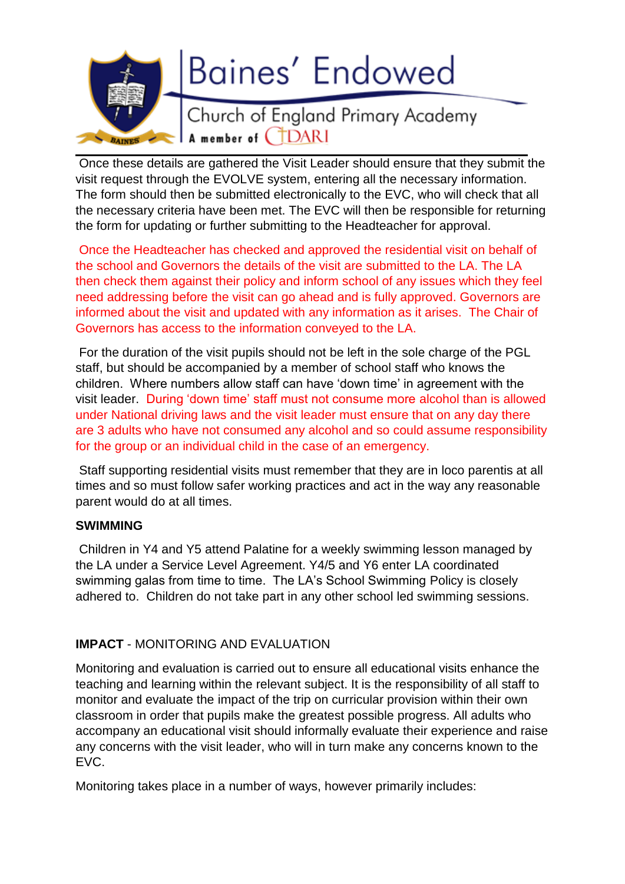Once these details are gathered the Visit Leader should ensure that they submit the visit request through the EVOLVE system, entering all the necessary information. The form should then be submitted electronically to the EVC, who will check that all the necessary criteria have been met. The EVC will then be responsible for returning the form for updating or further submitting to the Headteacher for approval.

Once the Headteacher has checked and approved the residential visit on behalf of the school and Governors the details of the visit are submitted to the LA. The LA then check them against their policy and inform school of any issues which they feel need addressing before the visit can go ahead and is fully approved. Governors are informed about the visit and updated with any information as it arises. The Chair of Governors has access to the information conveyed to the LA.

For the duration of the visit pupils should not be left in the sole charge of the PGL staff, but should be accompanied by a member of school staff who knows the children. Where numbers allow staff can have 'down time' in agreement with the visit leader. During 'down time' staff must not consume more alcohol than is allowed under National driving laws and the visit leader must ensure that on any day there are 3 adults who have not consumed any alcohol and so could assume responsibility for the group or an individual child in the case of an emergency.

Staff supporting residential visits must remember that they are in loco parentis at all times and so must follow safer working practices and act in the way any reasonable parent would do at all times.

**SWIMMING**

Children in Y4 and Y5 attend Palatine for a weekly swimming lesson managed by the LA under a Service Level Agreement. Y4/5 and Y6 enter LA coordinated swimming galas from time to time. The LA's School Swimming Policy is closely adhered to. Children do not take part in any other school led swimming sessions.

**IMPACT** - MONITORING AND EVALUATION

Monitoring and evaluation is carried out to ensure all educational visits enhance the teaching and learning within the relevant subject. It is the responsibility of all staff to monitor and evaluate the impact of the trip on curricular provision within their own classroom in order that pupils make the greatest possible progress. All adults who accompany an educational visit should informally evaluate their experience and raise any concerns with the visit leader, who will in turn make any concerns known to the EVC.

Monitoring takes place in a number of ways, however primarily includes: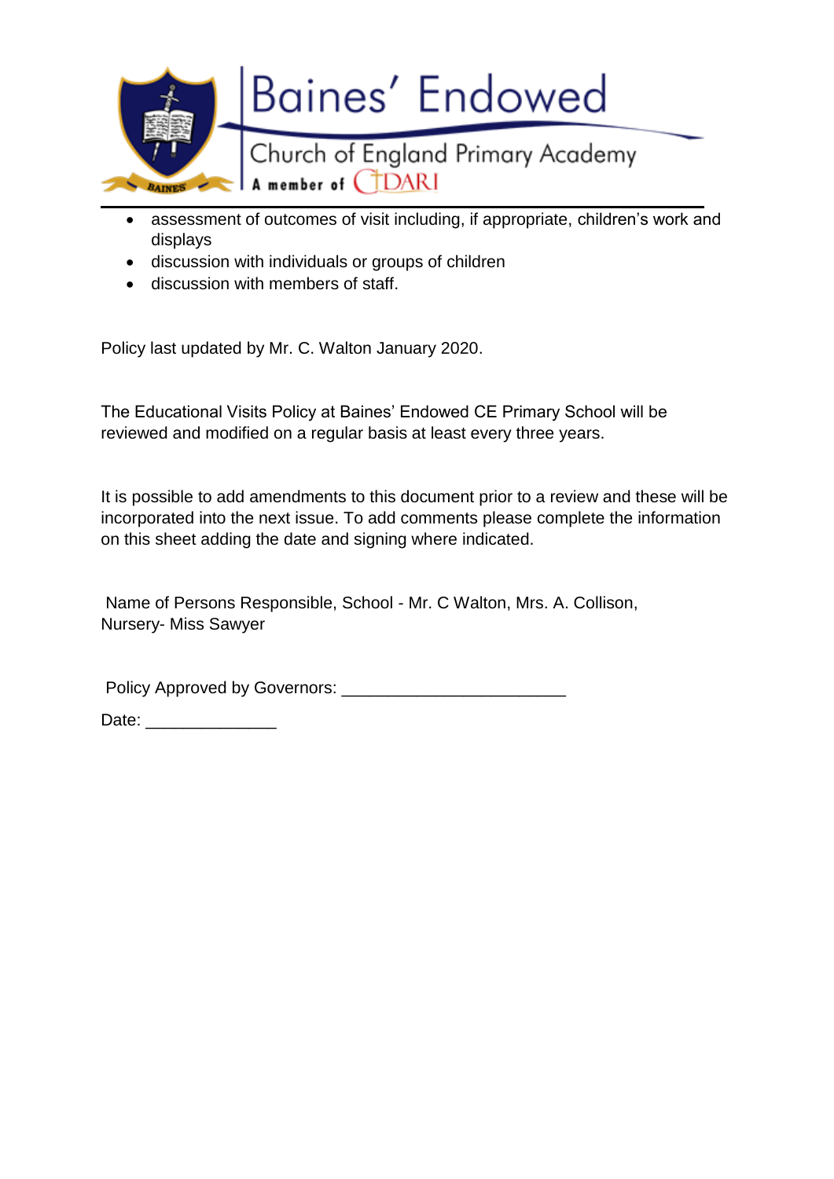- assessment of outcomes of visit including, if appropriate, children's work and displays
- discussion with individuals or groups of children
- discussion with members of staff.

Policy last updated by Mr. C. Walton January 2020.

The Educational Visits Policy at Baines' Endowed CE Primary School will be reviewed and modified on a regular basis at least every three years.

It is possible to add amendments to this document prior to a review and these will be incorporated into the next issue. To add comments please complete the information on this sheet adding the date and signing where indicated.

Name of Persons Responsible, School - Mr. C Walton, Mrs. A. Collison, Nursery- Miss Sawyer

Policy Approved by Governors: _______________________

Date: _____________